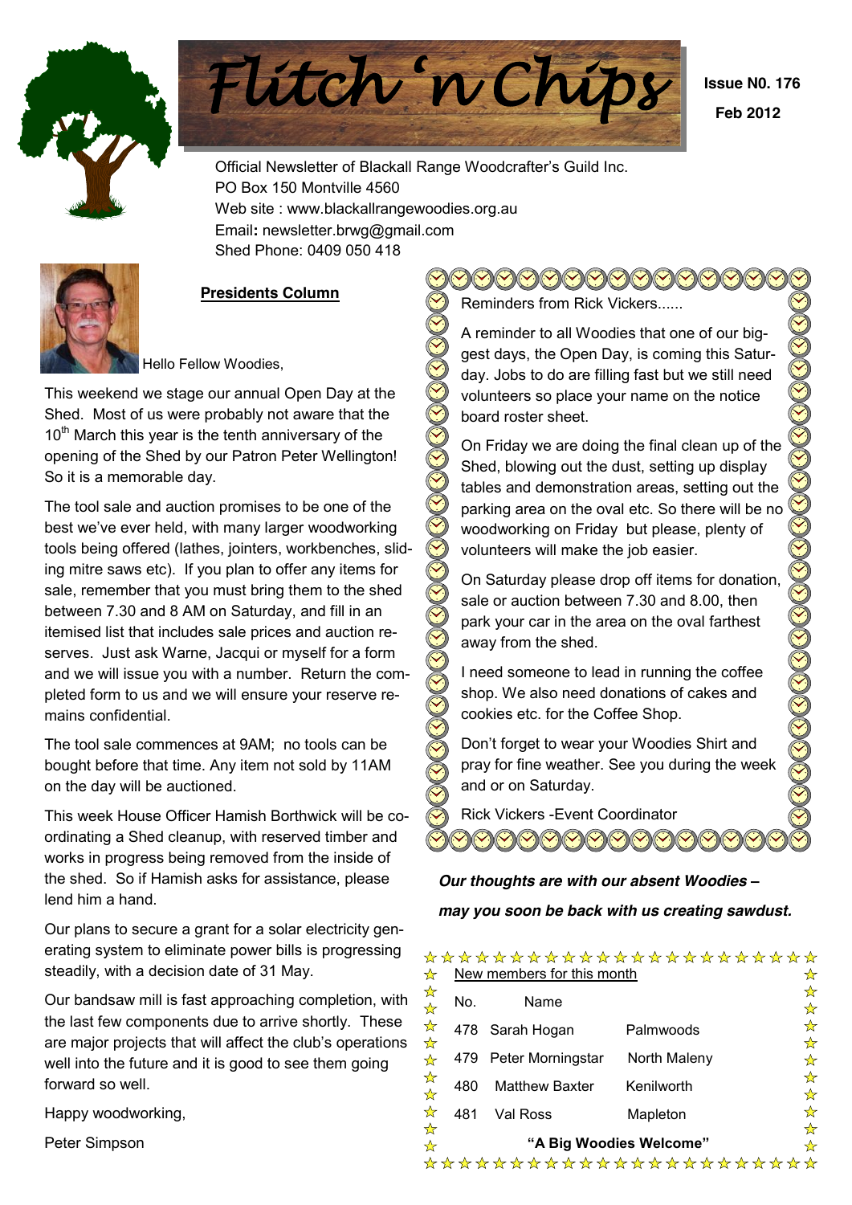# Flitch 'n Chips

**Issue N0. 176**

**Feb 2012**

Official Newsletter of Blackall Range Woodcrafter's Guild Inc.
PO Box 150 Montville 4560
Web site : www.blackallrangewoodies.org.au
Email: newsletter.brwg@gmail.com
Shed Phone: 0409 050 418

## Presidents Column

Hello Fellow Woodies,

This weekend we stage our annual Open Day at the Shed. Most of us were probably not aware that the 10th March this year is the tenth anniversary of the opening of the Shed by our Patron Peter Wellington! So it is a memorable day.

The tool sale and auction promises to be one of the best we've ever held, with many larger woodworking tools being offered (lathes, jointers, workbenches, sliding mitre saws etc). If you plan to offer any items for sale, remember that you must bring them to the shed between 7.30 and 8 AM on Saturday, and fill in an itemised list that includes sale prices and auction reserves. Just ask Warne, Jacqui or myself for a form and we will issue you with a number. Return the completed form to us and we will ensure your reserve remains confidential.

The tool sale commences at 9AM; no tools can be bought before that time. Any item not sold by 11AM on the day will be auctioned.

This week House Officer Hamish Borthwick will be co-ordinating a Shed cleanup, with reserved timber and works in progress being removed from the inside of the shed. So if Hamish asks for assistance, please lend him a hand.

Our plans to secure a grant for a solar electricity generating system to eliminate power bills is progressing steadily, with a decision date of 31 May.

Our bandsaw mill is fast approaching completion, with the last few components due to arrive shortly. These are major projects that will affect the club's operations well into the future and it is good to see them going forward so well.

Happy woodworking,

Peter Simpson

---

Reminders from Rick Vickers......

A reminder to all Woodies that one of our biggest days, the Open Day, is coming this Saturday. Jobs to do are filling fast but we still need volunteers so place your name on the notice board roster sheet.

On Friday we are doing the final clean up of the Shed, blowing out the dust, setting up display tables and demonstration areas, setting out the parking area on the oval etc. So there will be no woodworking on Friday but please, plenty of volunteers will make the job easier.

On Saturday please drop off items for donation, sale or auction between 7.30 and 8.00, then park your car in the area on the oval farthest away from the shed.

I need someone to lead in running the coffee shop. We also need donations of cakes and cookies etc. for the Coffee Shop.

Don't forget to wear your Woodies Shirt and pray for fine weather. See you during the week and or on Saturday.

Rick Vickers -Event Coordinator

---

***Our thoughts are with our absent Woodies – may you soon be back with us creating sawdust.***

---

New members for this month

| No. | Name | |
|---|---|---|
| 478 | Sarah Hogan | Palmwoods |
| 479 | Peter Morningstar | North Maleny |
| 480 | Matthew Baxter | Kenilworth |
| 481 | Val Ross | Mapleton |

**"A Big Woodies Welcome"**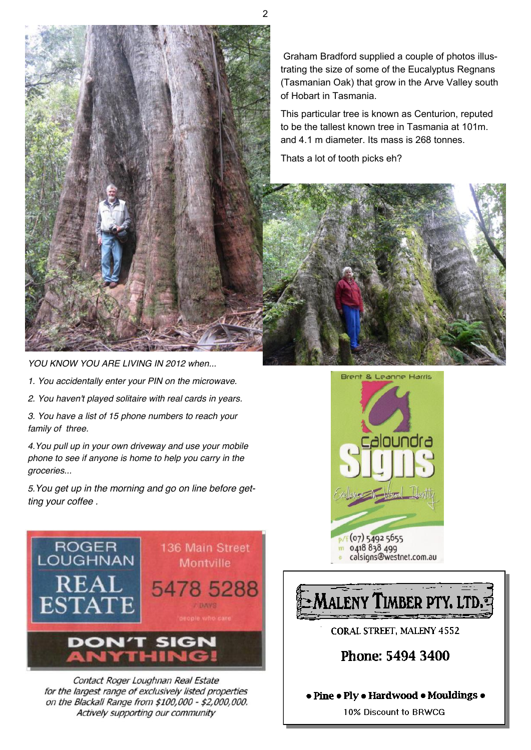Graham Bradford supplied a couple of photos illustrating the size of some of the Eucalyptus Regnans (Tasmanian Oak) that grow in the Arve Valley south of Hobart in Tasmania.

This particular tree is known as Centurion, reputed to be the tallest known tree in Tasmania at 101m. and 4.1 m diameter. Its mass is 268 tonnes.

Thats a lot of tooth picks eh?

*YOU KNOW YOU ARE LIVING IN 2012 when...*

1. *You accidentally enter your PIN on the microwave.*
2. *You haven't played solitaire with real cards in years.*
3. *You have a list of 15 phone numbers to reach your family of three.*
4. *You pull up in your own driveway and use your mobile phone to see if anyone is home to help you carry in the groceries...*
5. *You get up in the morning and go on line before getting your coffee .*

Brent & Leanne Harris

**Caloundra Signs**

*Excellence in Visual Identity*

p/f (07) 5492 5655
m 0418 838 499
e calsigns@westnet.com.au

**ROGER LOUGHNAN REAL ESTATE**

136 Main Street Montville

5478 5288

7 DAYS

"people who care"

**DON'T SIGN ANYTHING!**

*Contact Roger Loughnan Real Estate for the largest range of exclusively listed properties on the Blackall Range from $100,000 - $2,000,000. Actively supporting our community*

**MALENY TIMBER PTY. LTD.**

CORAL STREET, MALENY 4552

**Phone: 5494 3400**

**• Pine • Ply • Hardwood • Mouldings •**

10% Discount to BRWCG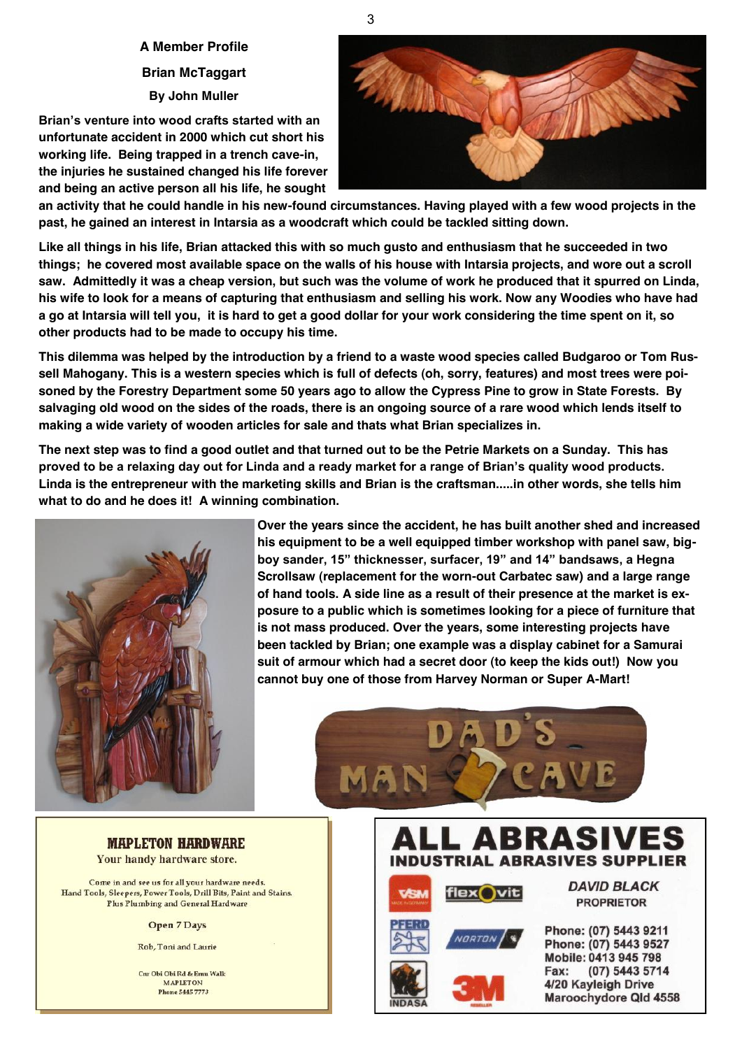## A Member Profile

### Brian McTaggart

**By John Muller**

**Brian's venture into wood crafts started with an unfortunate accident in 2000 which cut short his working life. Being trapped in a trench cave-in, the injuries he sustained changed his life forever and being an active person all his life, he sought an activity that he could handle in his new-found circumstances. Having played with a few wood projects in the past, he gained an interest in Intarsia as a woodcraft which could be tackled sitting down.**

**Like all things in his life, Brian attacked this with so much gusto and enthusiasm that he succeeded in two things; he covered most available space on the walls of his house with Intarsia projects, and wore out a scroll saw. Admittedly it was a cheap version, but such was the volume of work he produced that it spurred on Linda, his wife to look for a means of capturing that enthusiasm and selling his work. Now any Woodies who have had a go at Intarsia will tell you, it is hard to get a good dollar for your work considering the time spent on it, so other products had to be made to occupy his time.**

**This dilemma was helped by the introduction by a friend to a waste wood species called Budgaroo or Tom Russell Mahogany. This is a western species which is full of defects (oh, sorry, features) and most trees were poisoned by the Forestry Department some 50 years ago to allow the Cypress Pine to grow in State Forests. By salvaging old wood on the sides of the roads, there is an ongoing source of a rare wood which lends itself to making a wide variety of wooden articles for sale and thats what Brian specializes in.**

**The next step was to find a good outlet and that turned out to be the Petrie Markets on a Sunday. This has proved to be a relaxing day out for Linda and a ready market for a range of Brian's quality wood products. Linda is the entrepreneur with the marketing skills and Brian is the craftsman.....in other words, she tells him what to do and he does it! A winning combination.**

**Over the years since the accident, he has built another shed and increased his equipment to be a well equipped timber workshop with panel saw, big-boy sander, 15" thicknesser, surfacer, 19" and 14" bandsaws, a Hegna Scrollsaw (replacement for the worn-out Carbatec saw) and a large range of hand tools. A side line as a result of their presence at the market is exposure to a public which is sometimes looking for a piece of furniture that is not mass produced. Over the years, some interesting projects have been tackled by Brian; one example was a display cabinet for a Samurai suit of armour which had a secret door (to keep the kids out!) Now you cannot buy one of those from Harvey Norman or Super A-Mart!**

---

**MAPLETON HARDWARE**

Your handy hardware store.

Come in and see us for all your hardware needs.
Hand Tools, Sleepers, Power Tools, Drill Bits, Paint and Stains.
Plus Plumbing and General Hardware

Open 7 Days

Rob, Toni and Laurie

Cnr Obi Obi Rd & Emu Walk
MAPLETON
Phone 5445 7773

---

**ALL ABRASIVES**

**INDUSTRIAL ABRASIVES SUPPLIER**

VSM · flexovit · PFERD · NORTON · INDASA · 3M

*DAVID BLACK*
PROPRIETOR

Phone: (07) 5443 9211
Phone: (07) 5443 9527
Mobile: 0413 945 798
Fax: (07) 5443 5714
4/20 Kayleigh Drive
Maroochydore Qld 4558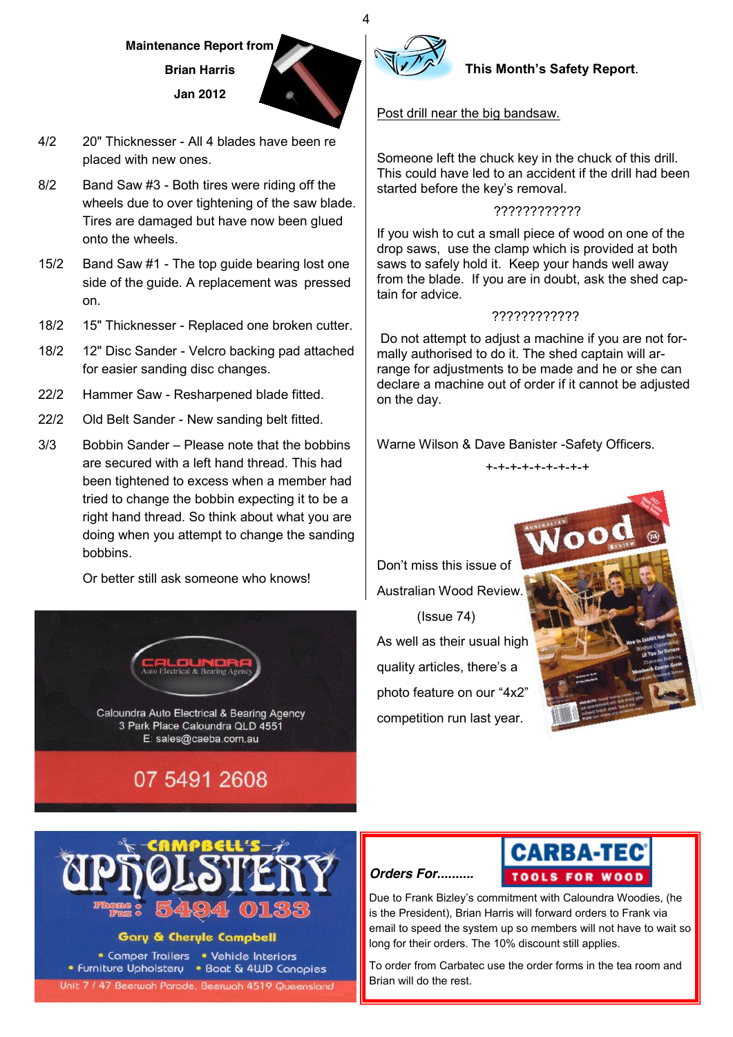**Maintenance Report from**

**Brian Harris**

**Jan 2012**

- 4/2 20" Thicknesser - All 4 blades have been re placed with new ones.
- 8/2 Band Saw #3 - Both tires were riding off the wheels due to over tightening of the saw blade. Tires are damaged but have now been glued onto the wheels.
- 15/2 Band Saw #1 - The top guide bearing lost one side of the guide. A replacement was pressed on.
- 18/2 15" Thicknesser - Replaced one broken cutter.
- 18/2 12" Disc Sander - Velcro backing pad attached for easier sanding disc changes.
- 22/2 Hammer Saw - Resharpened blade fitted.
- 22/2 Old Belt Sander - New sanding belt fitted.
- 3/3 Bobbin Sander – Please note that the bobbins are secured with a left hand thread. This had been tightened to excess when a member had tried to change the bobbin expecting it to be a right hand thread. So think about what you are doing when you attempt to change the sanding bobbins.

Or better still ask someone who knows!

CALOUNDRA Auto Electrical & Bearing Agency

Caloundra Auto Electrical & Bearing Agency
3 Park Place Caloundra QLD 4551
E: sales@caeba.com.au

07 5491 2608

**This Month's Safety Report.**

Post drill near the big bandsaw.

Someone left the chuck key in the chuck of this drill. This could have led to an accident if the drill had been started before the key's removal.

????????????

If you wish to cut a small piece of wood on one of the drop saws, use the clamp which is provided at both saws to safely hold it. Keep your hands well away from the blade. If you are in doubt, ask the shed captain for advice.

????????????

Do not attempt to adjust a machine if you are not formally authorised to do it. The shed captain will arrange for adjustments to be made and he or she can declare a machine out of order if it cannot be adjusted on the day.

Warne Wilson & Dave Banister -Safety Officers.

+-+-+-+-+-+-+-+-+

Don't miss this issue of Australian Wood Review.

(Issue 74)

As well as their usual high quality articles, there's a photo feature on our "4x2" competition run last year.

CAMPBELL'S UPHOLSTERY

Phone Fax: 5494 0133

Gary & Cheryle Campbell

- Camper Trailers
- Vehicle Interiors
- Furniture Upholstery
- Boat & 4WD Canopies

Unit 7 / 47 Beerwah Parade, Beerwah 4519 Queensland

***Orders For..........***

CARBA-TEC TOOLS FOR WOOD

Due to Frank Bizley's commitment with Caloundra Woodies, (he is the President), Brian Harris will forward orders to Frank via email to speed the system up so members will not have to wait so long for their orders. The 10% discount still applies.

To order from Carbatec use the order forms in the tea room and Brian will do the rest.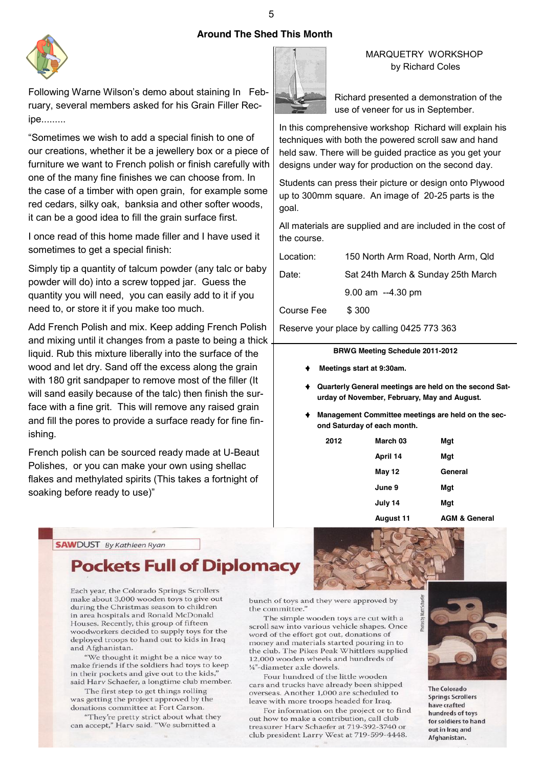# Around The Shed This Month

Following Warne Wilson's demo about staining In February, several members asked for his Grain Filler Recipe.........

"Sometimes we wish to add a special finish to one of our creations, whether it be a jewellery box or a piece of furniture we want to French polish or finish carefully with one of the many fine finishes we can choose from. In the case of a timber with open grain, for example some red cedars, silky oak, banksia and other softer woods, it can be a good idea to fill the grain surface first.

I once read of this home made filler and I have used it sometimes to get a special finish:

Simply tip a quantity of talcum powder (any talc or baby powder will do) into a screw topped jar. Guess the quantity you will need, you can easily add to it if you need to, or store it if you make too much.

Add French Polish and mix. Keep adding French Polish and mixing until it changes from a paste to being a thick liquid. Rub this mixture liberally into the surface of the wood and let dry. Sand off the excess along the grain with 180 grit sandpaper to remove most of the filler (It will sand easily because of the talc) then finish the surface with a fine grit. This will remove any raised grain and fill the pores to provide a surface ready for fine finishing.

French polish can be sourced ready made at U-Beaut Polishes, or you can make your own using shellac flakes and methylated spirits (This takes a fortnight of soaking before ready to use)"

## MARQUETRY WORKSHOP
by Richard Coles

Richard presented a demonstration of the use of veneer for us in September.

In this comprehensive workshop Richard will explain his techniques with both the powered scroll saw and hand held saw. There will be guided practice as you get your designs under way for production on the second day.

Students can press their picture or design onto Plywood up to 300mm square. An image of 20-25 parts is the goal.

All materials are supplied and are included in the cost of the course.

Location: 150 North Arm Road, North Arm, Qld

Date: Sat 24th March & Sunday 25th March
9.00 am --4.30 pm

Course Fee $ 300

Reserve your place by calling 0425 773 363

**BRWG Meeting Schedule 2011-2012**

- **Meetings start at 9:30am.**
- **Quarterly General meetings are held on the second Saturday of November, February, May and August.**
- **Management Committee meetings are held on the second Saturday of each month.**

| 2012 | Date | Meeting |
|---|---|---|
| | March 03 | Mgt |
| | April 14 | Mgt |
| | May 12 | General |
| | June 9 | Mgt |
| | July 14 | Mgt |
| | August 11 | AGM & General |

**SAWDUST** *By Kathleen Ryan*

## Pockets Full of Diplomacy

Each year, the Colorado Springs Scrollers make about 3,000 wooden toys to give out during the Christmas season to children in area hospitals and Ronald McDonald Houses. Recently, this group of fifteen woodworkers decided to supply toys for the deployed troops to hand out to kids in Iraq and Afghanistan.

"We thought it might be a nice way to make friends if the soldiers had toys to keep in their pockets and give out to the kids," said Harv Schaefer, a longtime club member.

The first step to get things rolling was getting the project approved by the donations committee at Fort Carson.

"They're pretty strict about what they can accept," Harv said. "We submitted a bunch of toys and they were approved by the committee."

The simple wooden toys are cut with a scroll saw into various vehicle shapes. Once word of the effort got out, donations of money and materials started pouring in to the club. The Pikes Peak Whittlers supplied 12,000 wooden wheels and hundreds of ¼"-diameter axle dowels.

Four hundred of the little wooden cars and trucks have already been shipped overseas. Another 1,000 are scheduled to leave with more troops headed for Iraq.

For information on the project or to find out how to make a contribution, call club treasurer Harv Schaefer at 719-392-3740 or club president Larry West at 719-599-4448.

Photos by Harv Schaefer

The Colorado Springs Scrollers have crafted hundreds of toys for soldiers to hand out in Iraq and Afghanistan.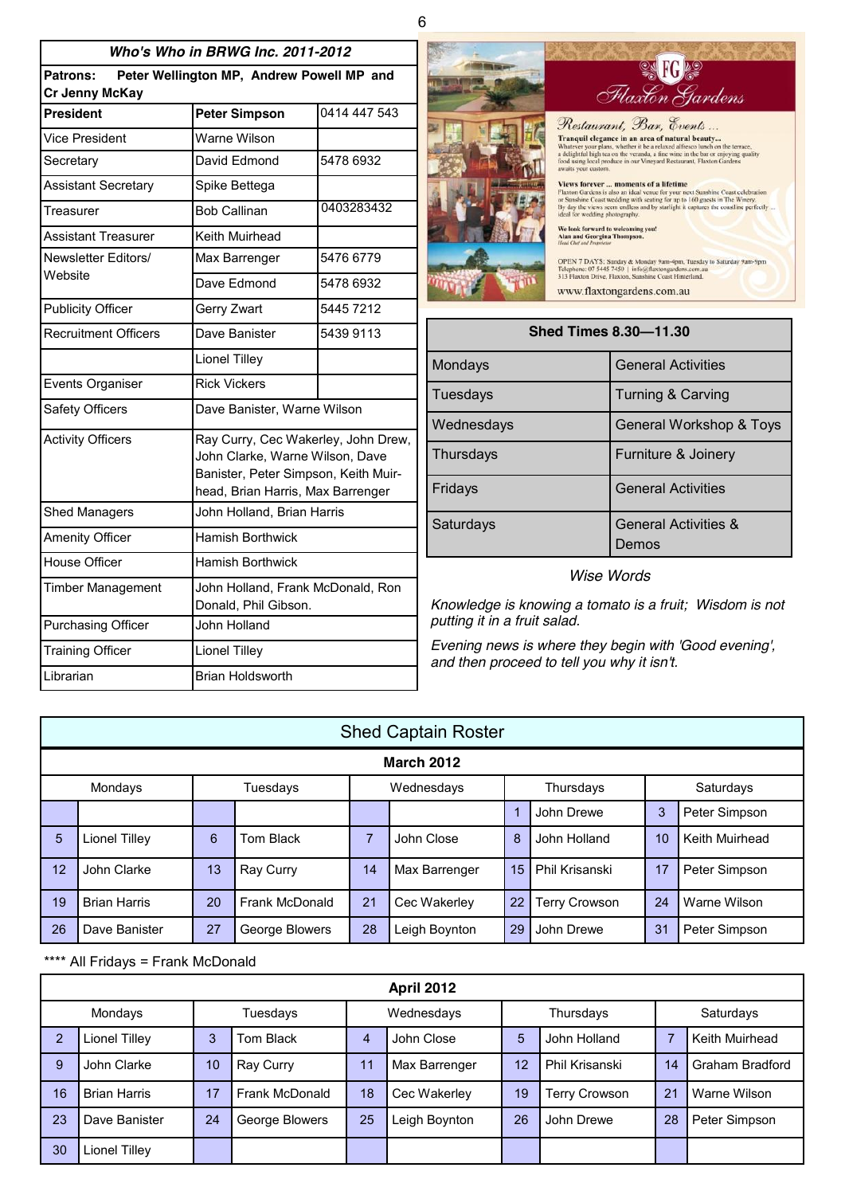| Who's Who in BRWG Inc. 2011-2012 | | |
|---|---|---|
| Patrons: Peter Wellington MP, Andrew Powell MP and Cr Jenny McKay | | |
| **President** | **Peter Simpson** | 0414 447 543 |
| Vice President | Warne Wilson | |
| Secretary | David Edmond | 5478 6932 |
| Assistant Secretary | Spike Bettega | |
| Treasurer | Bob Callinan | 0403283432 |
| Assistant Treasurer | Keith Muirhead | |
| Newsletter Editors/ Website | Max Barrenger | 5476 6779 |
| | Dave Edmond | 5478 6932 |
| Publicity Officer | Gerry Zwart | 5445 7212 |
| Recruitment Officers | Dave Banister | 5439 9113 |
| | Lionel Tilley | |
| Events Organiser | Rick Vickers | |
| Safety Officers | Dave Banister, Warne Wilson | |
| Activity Officers | Ray Curry, Cec Wakerley, John Drew, John Clarke, Warne Wilson, Dave Banister, Peter Simpson, Keith Muirhead, Brian Harris, Max Barrenger | |
| Shed Managers | John Holland, Brian Harris | |
| Amenity Officer | Hamish Borthwick | |
| House Officer | Hamish Borthwick | |
| Timber Management | John Holland, Frank McDonald, Ron Donald, Phil Gibson. | |
| Purchasing Officer | John Holland | |
| Training Officer | Lionel Tilley | |
| Librarian | Brian Holdsworth | |

FG Flaxton Gardens

Restaurant, Bar, Events ...

**Tranquil elegance in an area of natural beauty...**
Whatever your plans, whether it be a relaxed alfresco lunch on the terrace, a delightful high tea on the veranda, a fine wine in the bar or enjoying quality food using local produce in our Vineyard Restaurant, Flaxton Gardens awaits your custom.

**Views forever ... moments of a lifetime**
Flaxton Gardens is also an ideal venue for your next Sunshine Coast celebration or Sunshine Coast wedding with seating for up to 160 guests in The Winery. By day the views seem endless and by starlight it captures the coastline perfectly ... ideal for wedding photography.

**We look forward to welcoming you!**
**Alan and Georgina Thompson.**
Head Chef and Proprietor

OPEN 7 DAYS: Sunday & Monday 9am-4pm, Tuesday to Saturday 9am-9pm
Telephone: 07 5445 7450 | info@flaxtongardens.com.au
313 Flaxton Drive, Flaxton, Sunshine Coast Hinterland.
www.flaxtongardens.com.au

| Shed Times 8.30—11.30 | |
|---|---|
| Mondays | General Activities |
| Tuesdays | Turning & Carving |
| Wednesdays | General Workshop & Toys |
| Thursdays | Furniture & Joinery |
| Fridays | General Activities |
| Saturdays | General Activities & Demos |

*Wise Words*

*Knowledge is knowing a tomato is a fruit; Wisdom is not putting it in a fruit salad.*

*Evening news is where they begin with 'Good evening', and then proceed to tell you why it isn't.*

## Shed Captain Roster

**March 2012**

| Mondays | | Tuesdays | | Wednesdays | | Thursdays | | Saturdays | |
|---|---|---|---|---|---|---|---|---|---|
| | | | | | | 1 | John Drewe | 3 | Peter Simpson |
| 5 | Lionel Tilley | 6 | Tom Black | 7 | John Close | 8 | John Holland | 10 | Keith Muirhead |
| 12 | John Clarke | 13 | Ray Curry | 14 | Max Barrenger | 15 | Phil Krisanski | 17 | Peter Simpson |
| 19 | Brian Harris | 20 | Frank McDonald | 21 | Cec Wakerley | 22 | Terry Crowson | 24 | Warne Wilson |
| 26 | Dave Banister | 27 | George Blowers | 28 | Leigh Boynton | 29 | John Drewe | 31 | Peter Simpson |

**** All Fridays = Frank McDonald

**April 2012**

| Mondays | | Tuesdays | | Wednesdays | | Thursdays | | Saturdays | |
|---|---|---|---|---|---|---|---|---|---|
| 2 | Lionel Tilley | 3 | Tom Black | 4 | John Close | 5 | John Holland | 7 | Keith Muirhead |
| 9 | John Clarke | 10 | Ray Curry | 11 | Max Barrenger | 12 | Phil Krisanski | 14 | Graham Bradford |
| 16 | Brian Harris | 17 | Frank McDonald | 18 | Cec Wakerley | 19 | Terry Crowson | 21 | Warne Wilson |
| 23 | Dave Banister | 24 | George Blowers | 25 | Leigh Boynton | 26 | John Drewe | 28 | Peter Simpson |
| 30 | Lionel Tilley | | | | | | | | |